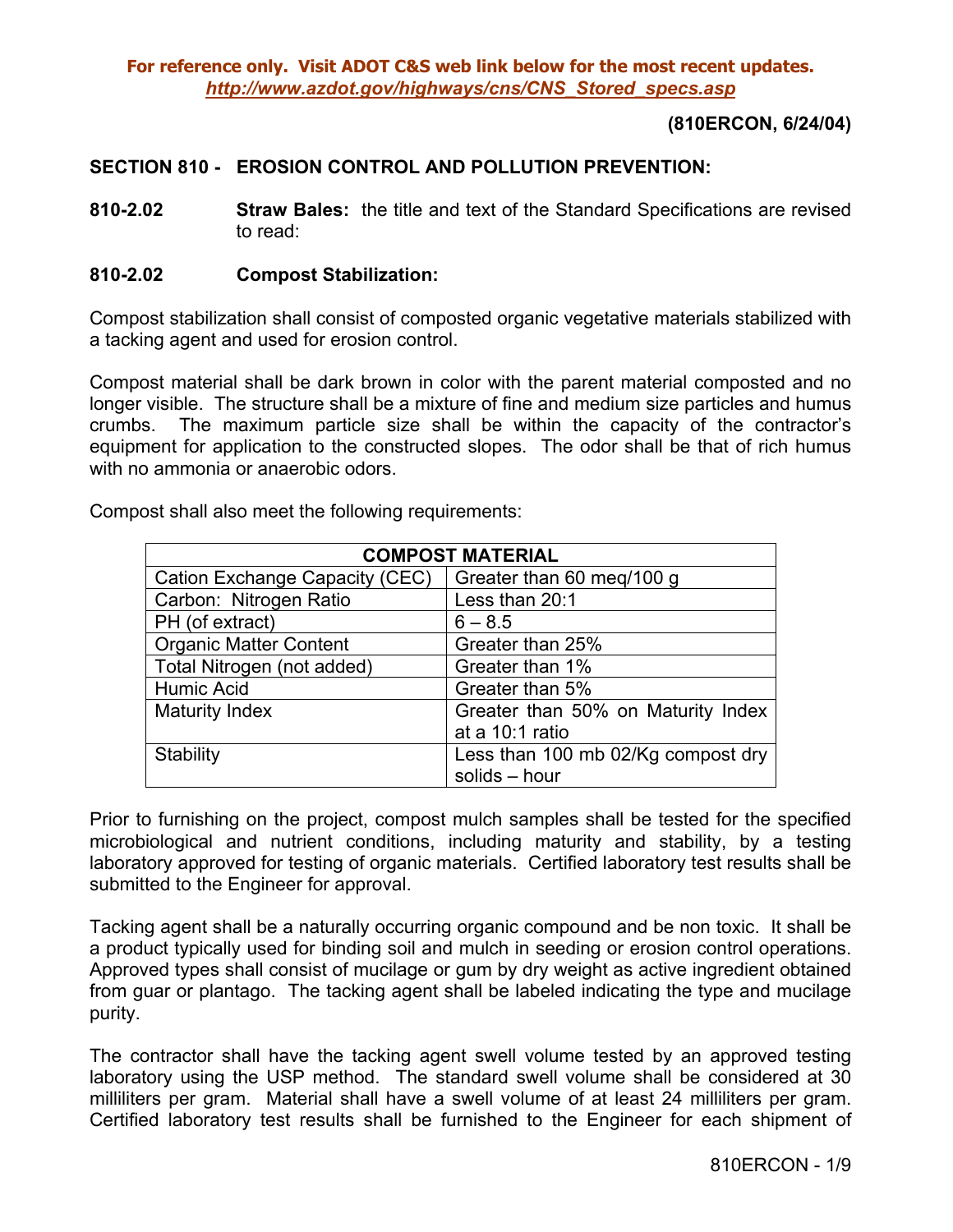**For reference only. Visit ADOT C&S web link below for the most recent updates.**
***http://www.azdot.gov/highways/cns/CNS_Stored_specs.asp***

**(810ERCON, 6/24/04)**

## SECTION 810 - EROSION CONTROL AND POLLUTION PREVENTION:

**810-2.02** **Straw Bales:** the title and text of the Standard Specifications are revised to read:

### 810-2.02 Compost Stabilization:

Compost stabilization shall consist of composted organic vegetative materials stabilized with a tacking agent and used for erosion control.

Compost material shall be dark brown in color with the parent material composted and no longer visible. The structure shall be a mixture of fine and medium size particles and humus crumbs. The maximum particle size shall be within the capacity of the contractor's equipment for application to the constructed slopes. The odor shall be that of rich humus with no ammonia or anaerobic odors.

Compost shall also meet the following requirements:

| COMPOST MATERIAL | |
|---|---|
| Cation Exchange Capacity (CEC) | Greater than 60 meq/100 g |
| Carbon: Nitrogen Ratio | Less than 20:1 |
| PH (of extract) | 6 – 8.5 |
| Organic Matter Content | Greater than 25% |
| Total Nitrogen (not added) | Greater than 1% |
| Humic Acid | Greater than 5% |
| Maturity Index | Greater than 50% on Maturity Index at a 10:1 ratio |
| Stability | Less than 100 mb 02/Kg compost dry solids – hour |

Prior to furnishing on the project, compost mulch samples shall be tested for the specified microbiological and nutrient conditions, including maturity and stability, by a testing laboratory approved for testing of organic materials. Certified laboratory test results shall be submitted to the Engineer for approval.

Tacking agent shall be a naturally occurring organic compound and be non toxic. It shall be a product typically used for binding soil and mulch in seeding or erosion control operations. Approved types shall consist of mucilage or gum by dry weight as active ingredient obtained from guar or plantago. The tacking agent shall be labeled indicating the type and mucilage purity.

The contractor shall have the tacking agent swell volume tested by an approved testing laboratory using the USP method. The standard swell volume shall be considered at 30 milliliters per gram. Material shall have a swell volume of at least 24 milliliters per gram. Certified laboratory test results shall be furnished to the Engineer for each shipment of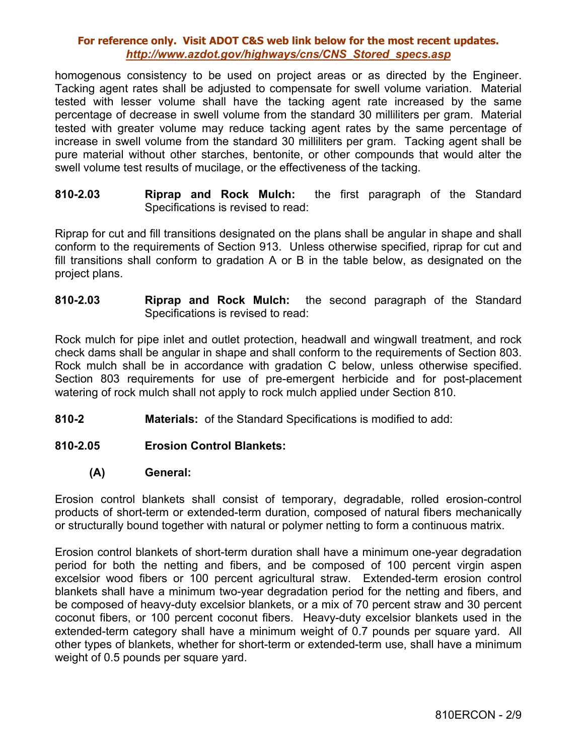homogenous consistency to be used on project areas or as directed by the Engineer. Tacking agent rates shall be adjusted to compensate for swell volume variation. Material tested with lesser volume shall have the tacking agent rate increased by the same percentage of decrease in swell volume from the standard 30 milliliters per gram. Material tested with greater volume may reduce tacking agent rates by the same percentage of increase in swell volume from the standard 30 milliliters per gram. Tacking agent shall be pure material without other starches, bentonite, or other compounds that would alter the swell volume test results of mucilage, or the effectiveness of the tacking.

**810-2.03 Riprap and Rock Mulch:** the first paragraph of the Standard Specifications is revised to read:

Riprap for cut and fill transitions designated on the plans shall be angular in shape and shall conform to the requirements of Section 913. Unless otherwise specified, riprap for cut and fill transitions shall conform to gradation A or B in the table below, as designated on the project plans.

**810-2.03 Riprap and Rock Mulch:** the second paragraph of the Standard Specifications is revised to read:

Rock mulch for pipe inlet and outlet protection, headwall and wingwall treatment, and rock check dams shall be angular in shape and shall conform to the requirements of Section 803. Rock mulch shall be in accordance with gradation C below, unless otherwise specified. Section 803 requirements for use of pre-emergent herbicide and for post-placement watering of rock mulch shall not apply to rock mulch applied under Section 810.

**810-2 Materials:** of the Standard Specifications is modified to add:

**810-2.05 Erosion Control Blankets:**

**(A) General:**

Erosion control blankets shall consist of temporary, degradable, rolled erosion-control products of short-term or extended-term duration, composed of natural fibers mechanically or structurally bound together with natural or polymer netting to form a continuous matrix.

Erosion control blankets of short-term duration shall have a minimum one-year degradation period for both the netting and fibers, and be composed of 100 percent virgin aspen excelsior wood fibers or 100 percent agricultural straw. Extended-term erosion control blankets shall have a minimum two-year degradation period for the netting and fibers, and be composed of heavy-duty excelsior blankets, or a mix of 70 percent straw and 30 percent coconut fibers, or 100 percent coconut fibers. Heavy-duty excelsior blankets used in the extended-term category shall have a minimum weight of 0.7 pounds per square yard. All other types of blankets, whether for short-term or extended-term use, shall have a minimum weight of 0.5 pounds per square yard.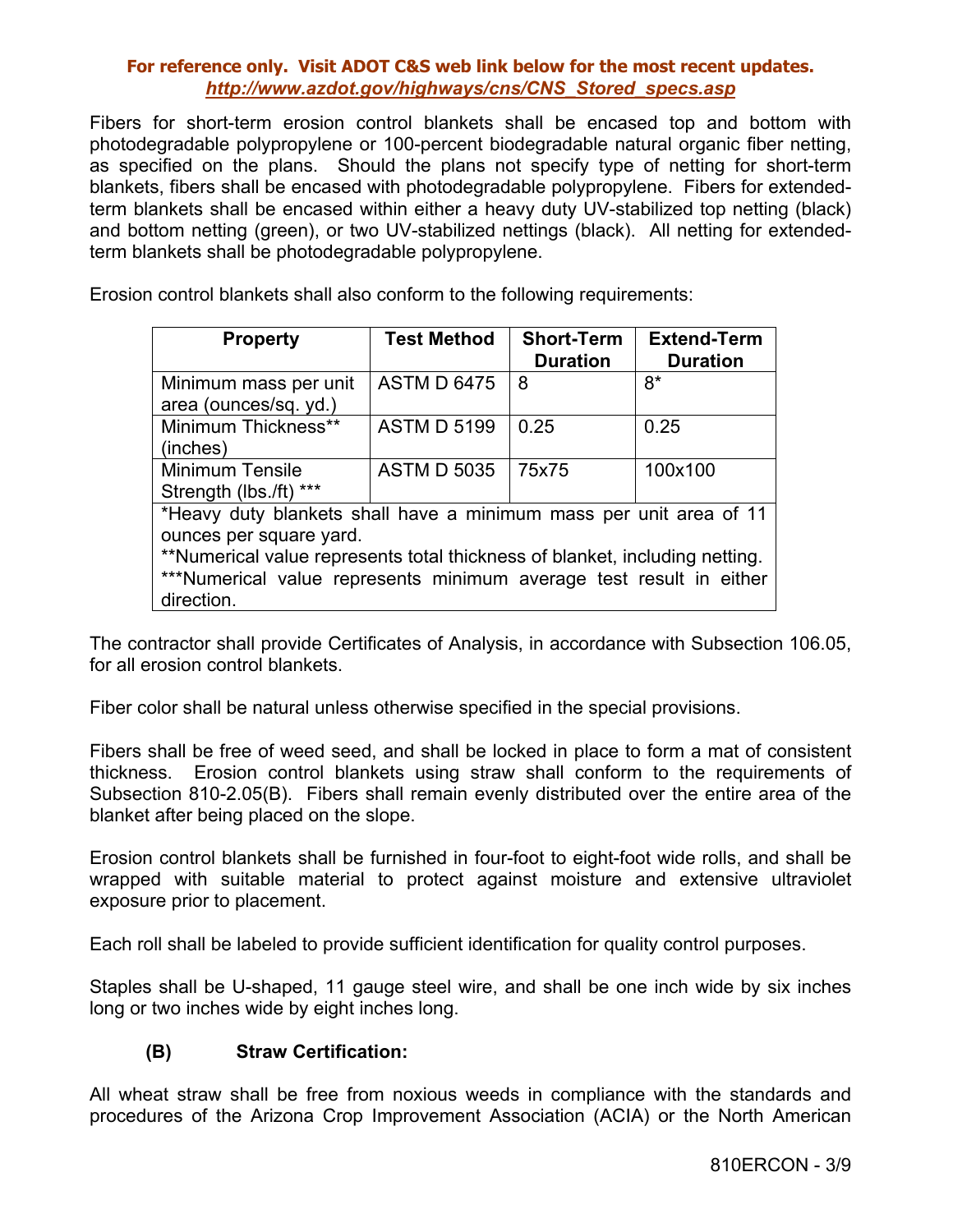**For reference only. Visit ADOT C&S web link below for the most recent updates.**
***http://www.azdot.gov/highways/cns/CNS_Stored_specs.asp***

Fibers for short-term erosion control blankets shall be encased top and bottom with photodegradable polypropylene or 100-percent biodegradable natural organic fiber netting, as specified on the plans. Should the plans not specify type of netting for short-term blankets, fibers shall be encased with photodegradable polypropylene. Fibers for extended-term blankets shall be encased within either a heavy duty UV-stabilized top netting (black) and bottom netting (green), or two UV-stabilized nettings (black). All netting for extended-term blankets shall be photodegradable polypropylene.

Erosion control blankets shall also conform to the following requirements:

| Property | Test Method | Short-Term Duration | Extend-Term Duration |
|---|---|---|---|
| Minimum mass per unit area (ounces/sq. yd.) | ASTM D 6475 | 8 | 8* |
| Minimum Thickness** (inches) | ASTM D 5199 | 0.25 | 0.25 |
| Minimum Tensile Strength (lbs./ft) *** | ASTM D 5035 | 75x75 | 100x100 |
| *Heavy duty blankets shall have a minimum mass per unit area of 11 ounces per square yard. **Numerical value represents total thickness of blanket, including netting. ***Numerical value represents minimum average test result in either direction. | | | |

The contractor shall provide Certificates of Analysis, in accordance with Subsection 106.05, for all erosion control blankets.

Fiber color shall be natural unless otherwise specified in the special provisions.

Fibers shall be free of weed seed, and shall be locked in place to form a mat of consistent thickness. Erosion control blankets using straw shall conform to the requirements of Subsection 810-2.05(B). Fibers shall remain evenly distributed over the entire area of the blanket after being placed on the slope.

Erosion control blankets shall be furnished in four-foot to eight-foot wide rolls, and shall be wrapped with suitable material to protect against moisture and extensive ultraviolet exposure prior to placement.

Each roll shall be labeled to provide sufficient identification for quality control purposes.

Staples shall be U-shaped, 11 gauge steel wire, and shall be one inch wide by six inches long or two inches wide by eight inches long.

**(B) Straw Certification:**

All wheat straw shall be free from noxious weeds in compliance with the standards and procedures of the Arizona Crop Improvement Association (ACIA) or the North American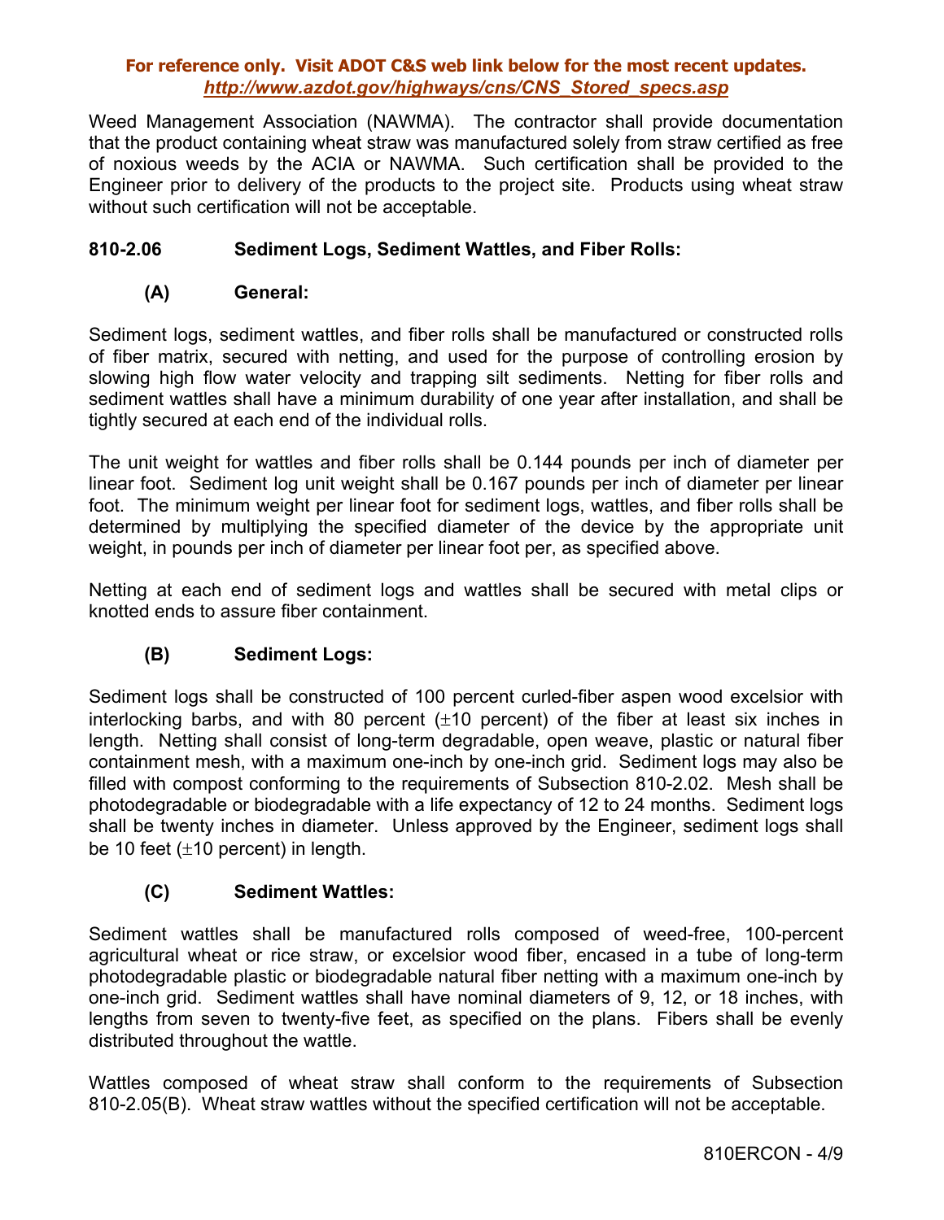Weed Management Association (NAWMA). The contractor shall provide documentation that the product containing wheat straw was manufactured solely from straw certified as free of noxious weeds by the ACIA or NAWMA. Such certification shall be provided to the Engineer prior to delivery of the products to the project site. Products using wheat straw without such certification will not be acceptable.

### 810-2.06 Sediment Logs, Sediment Wattles, and Fiber Rolls:

#### (A) General:

Sediment logs, sediment wattles, and fiber rolls shall be manufactured or constructed rolls of fiber matrix, secured with netting, and used for the purpose of controlling erosion by slowing high flow water velocity and trapping silt sediments. Netting for fiber rolls and sediment wattles shall have a minimum durability of one year after installation, and shall be tightly secured at each end of the individual rolls.

The unit weight for wattles and fiber rolls shall be 0.144 pounds per inch of diameter per linear foot. Sediment log unit weight shall be 0.167 pounds per inch of diameter per linear foot. The minimum weight per linear foot for sediment logs, wattles, and fiber rolls shall be determined by multiplying the specified diameter of the device by the appropriate unit weight, in pounds per inch of diameter per linear foot per, as specified above.

Netting at each end of sediment logs and wattles shall be secured with metal clips or knotted ends to assure fiber containment.

#### (B) Sediment Logs:

Sediment logs shall be constructed of 100 percent curled-fiber aspen wood excelsior with interlocking barbs, and with 80 percent ($\pm$10 percent) of the fiber at least six inches in length. Netting shall consist of long-term degradable, open weave, plastic or natural fiber containment mesh, with a maximum one-inch by one-inch grid. Sediment logs may also be filled with compost conforming to the requirements of Subsection 810-2.02. Mesh shall be photodegradable or biodegradable with a life expectancy of 12 to 24 months. Sediment logs shall be twenty inches in diameter. Unless approved by the Engineer, sediment logs shall be 10 feet ($\pm$10 percent) in length.

#### (C) Sediment Wattles:

Sediment wattles shall be manufactured rolls composed of weed-free, 100-percent agricultural wheat or rice straw, or excelsior wood fiber, encased in a tube of long-term photodegradable plastic or biodegradable natural fiber netting with a maximum one-inch by one-inch grid. Sediment wattles shall have nominal diameters of 9, 12, or 18 inches, with lengths from seven to twenty-five feet, as specified on the plans. Fibers shall be evenly distributed throughout the wattle.

Wattles composed of wheat straw shall conform to the requirements of Subsection 810-2.05(B). Wheat straw wattles without the specified certification will not be acceptable.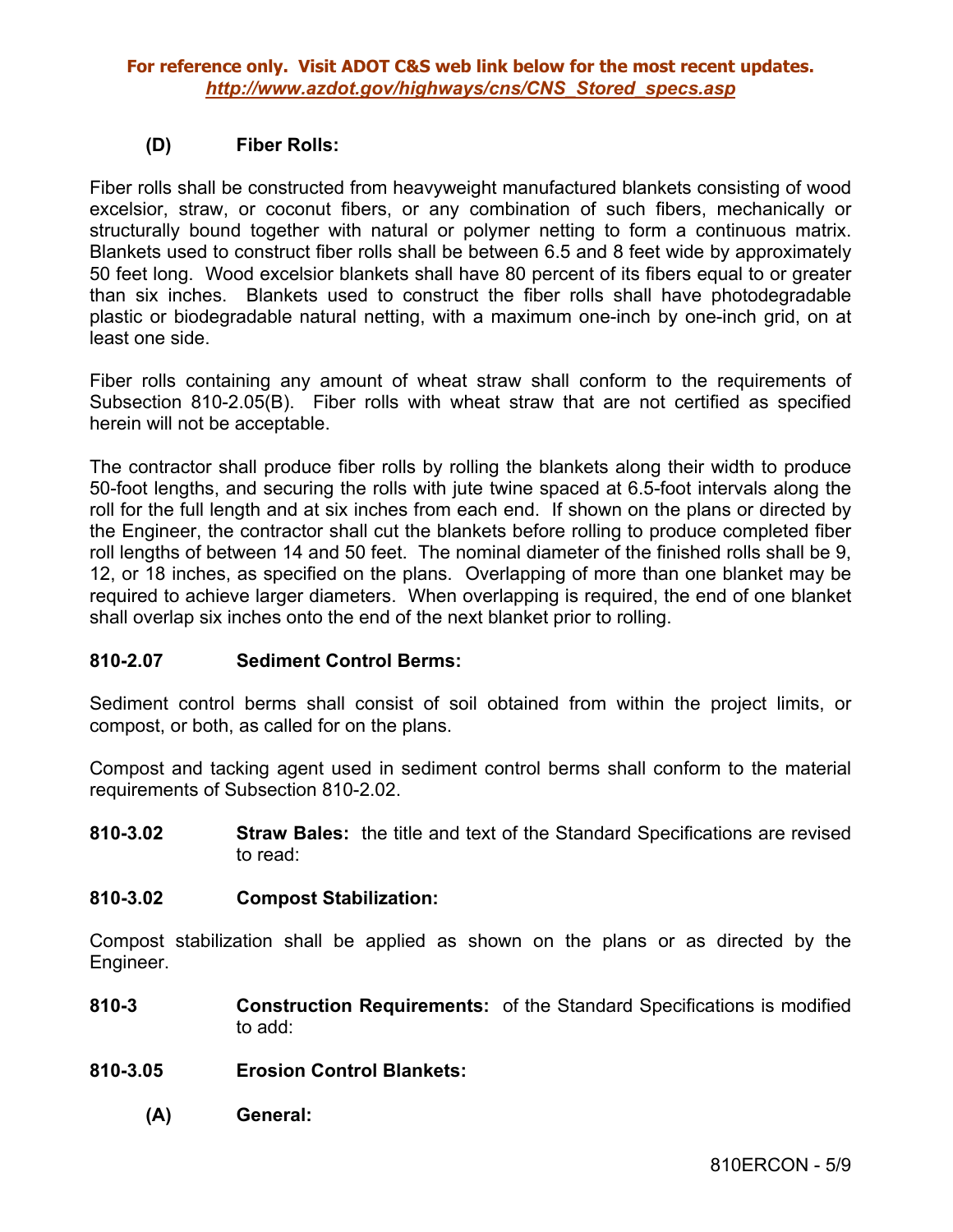**For reference only. Visit ADOT C&S web link below for the most recent updates.**
***http://www.azdot.gov/highways/cns/CNS_Stored_specs.asp***

#### (D) Fiber Rolls:

Fiber rolls shall be constructed from heavyweight manufactured blankets consisting of wood excelsior, straw, or coconut fibers, or any combination of such fibers, mechanically or structurally bound together with natural or polymer netting to form a continuous matrix. Blankets used to construct fiber rolls shall be between 6.5 and 8 feet wide by approximately 50 feet long. Wood excelsior blankets shall have 80 percent of its fibers equal to or greater than six inches. Blankets used to construct the fiber rolls shall have photodegradable plastic or biodegradable natural netting, with a maximum one-inch by one-inch grid, on at least one side.

Fiber rolls containing any amount of wheat straw shall conform to the requirements of Subsection 810-2.05(B). Fiber rolls with wheat straw that are not certified as specified herein will not be acceptable.

The contractor shall produce fiber rolls by rolling the blankets along their width to produce 50-foot lengths, and securing the rolls with jute twine spaced at 6.5-foot intervals along the roll for the full length and at six inches from each end. If shown on the plans or directed by the Engineer, the contractor shall cut the blankets before rolling to produce completed fiber roll lengths of between 14 and 50 feet. The nominal diameter of the finished rolls shall be 9, 12, or 18 inches, as specified on the plans. Overlapping of more than one blanket may be required to achieve larger diameters. When overlapping is required, the end of one blanket shall overlap six inches onto the end of the next blanket prior to rolling.

### 810-2.07 Sediment Control Berms:

Sediment control berms shall consist of soil obtained from within the project limits, or compost, or both, as called for on the plans.

Compost and tacking agent used in sediment control berms shall conform to the material requirements of Subsection 810-2.02.

**810-3.02 Straw Bales:** the title and text of the Standard Specifications are revised to read:

### 810-3.02 Compost Stabilization:

Compost stabilization shall be applied as shown on the plans or as directed by the Engineer.

**810-3 Construction Requirements:** of the Standard Specifications is modified to add:

### 810-3.05 Erosion Control Blankets:

#### (A) General: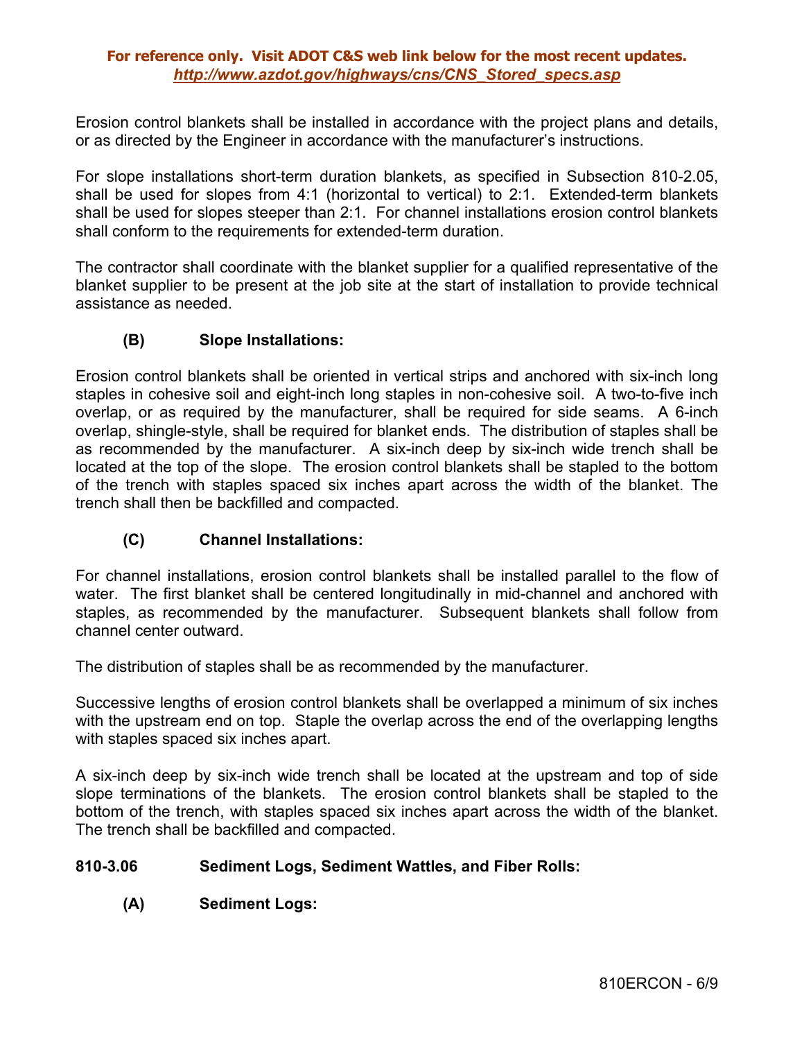Erosion control blankets shall be installed in accordance with the project plans and details, or as directed by the Engineer in accordance with the manufacturer's instructions.

For slope installations short-term duration blankets, as specified in Subsection 810-2.05, shall be used for slopes from 4:1 (horizontal to vertical) to 2:1. Extended-term blankets shall be used for slopes steeper than 2:1. For channel installations erosion control blankets shall conform to the requirements for extended-term duration.

The contractor shall coordinate with the blanket supplier for a qualified representative of the blanket supplier to be present at the job site at the start of installation to provide technical assistance as needed.

**(B) Slope Installations:**

Erosion control blankets shall be oriented in vertical strips and anchored with six-inch long staples in cohesive soil and eight-inch long staples in non-cohesive soil. A two-to-five inch overlap, or as required by the manufacturer, shall be required for side seams. A 6-inch overlap, shingle-style, shall be required for blanket ends. The distribution of staples shall be as recommended by the manufacturer. A six-inch deep by six-inch wide trench shall be located at the top of the slope. The erosion control blankets shall be stapled to the bottom of the trench with staples spaced six inches apart across the width of the blanket. The trench shall then be backfilled and compacted.

**(C) Channel Installations:**

For channel installations, erosion control blankets shall be installed parallel to the flow of water. The first blanket shall be centered longitudinally in mid-channel and anchored with staples, as recommended by the manufacturer. Subsequent blankets shall follow from channel center outward.

The distribution of staples shall be as recommended by the manufacturer.

Successive lengths of erosion control blankets shall be overlapped a minimum of six inches with the upstream end on top. Staple the overlap across the end of the overlapping lengths with staples spaced six inches apart.

A six-inch deep by six-inch wide trench shall be located at the upstream and top of side slope terminations of the blankets. The erosion control blankets shall be stapled to the bottom of the trench, with staples spaced six inches apart across the width of the blanket. The trench shall be backfilled and compacted.

**810-3.06 Sediment Logs, Sediment Wattles, and Fiber Rolls:**

**(A) Sediment Logs:**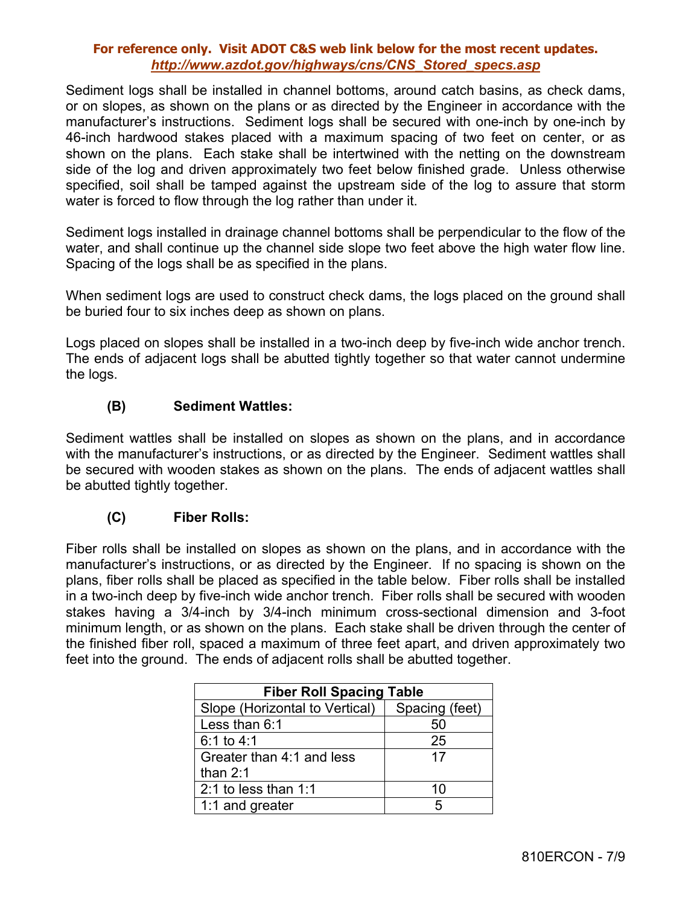Sediment logs shall be installed in channel bottoms, around catch basins, as check dams, or on slopes, as shown on the plans or as directed by the Engineer in accordance with the manufacturer's instructions. Sediment logs shall be secured with one-inch by one-inch by 46-inch hardwood stakes placed with a maximum spacing of two feet on center, or as shown on the plans. Each stake shall be intertwined with the netting on the downstream side of the log and driven approximately two feet below finished grade. Unless otherwise specified, soil shall be tamped against the upstream side of the log to assure that storm water is forced to flow through the log rather than under it.

Sediment logs installed in drainage channel bottoms shall be perpendicular to the flow of the water, and shall continue up the channel side slope two feet above the high water flow line. Spacing of the logs shall be as specified in the plans.

When sediment logs are used to construct check dams, the logs placed on the ground shall be buried four to six inches deep as shown on plans.

Logs placed on slopes shall be installed in a two-inch deep by five-inch wide anchor trench. The ends of adjacent logs shall be abutted tightly together so that water cannot undermine the logs.

**(B) Sediment Wattles:**

Sediment wattles shall be installed on slopes as shown on the plans, and in accordance with the manufacturer's instructions, or as directed by the Engineer. Sediment wattles shall be secured with wooden stakes as shown on the plans. The ends of adjacent wattles shall be abutted tightly together.

**(C) Fiber Rolls:**

Fiber rolls shall be installed on slopes as shown on the plans, and in accordance with the manufacturer's instructions, or as directed by the Engineer. If no spacing is shown on the plans, fiber rolls shall be placed as specified in the table below. Fiber rolls shall be installed in a two-inch deep by five-inch wide anchor trench. Fiber rolls shall be secured with wooden stakes having a 3/4-inch by 3/4-inch minimum cross-sectional dimension and 3-foot minimum length, or as shown on the plans. Each stake shall be driven through the center of the finished fiber roll, spaced a maximum of three feet apart, and driven approximately two feet into the ground. The ends of adjacent rolls shall be abutted together.

| Fiber Roll Spacing Table | |
|---|---|
| Slope (Horizontal to Vertical) | Spacing (feet) |
| Less than 6:1 | 50 |
| 6:1 to 4:1 | 25 |
| Greater than 4:1 and less than 2:1 | 17 |
| 2:1 to less than 1:1 | 10 |
| 1:1 and greater | 5 |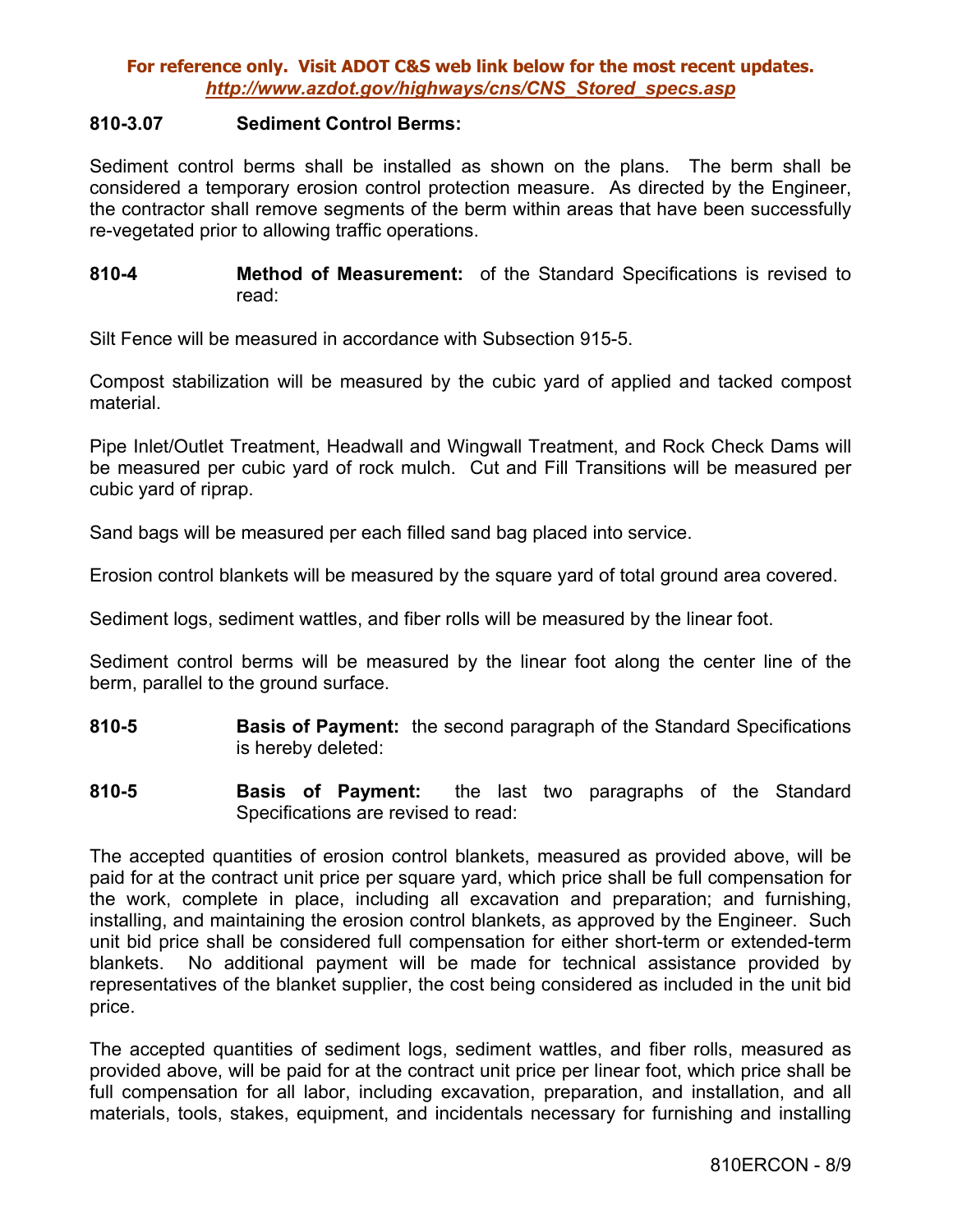**For reference only. Visit ADOT C&S web link below for the most recent updates.**
***http://www.azdot.gov/highways/cns/CNS_Stored_specs.asp***

**810-3.07 Sediment Control Berms:**

Sediment control berms shall be installed as shown on the plans. The berm shall be considered a temporary erosion control protection measure. As directed by the Engineer, the contractor shall remove segments of the berm within areas that have been successfully re-vegetated prior to allowing traffic operations.

**810-4 Method of Measurement:** of the Standard Specifications is revised to read:

Silt Fence will be measured in accordance with Subsection 915-5.

Compost stabilization will be measured by the cubic yard of applied and tacked compost material.

Pipe Inlet/Outlet Treatment, Headwall and Wingwall Treatment, and Rock Check Dams will be measured per cubic yard of rock mulch. Cut and Fill Transitions will be measured per cubic yard of riprap.

Sand bags will be measured per each filled sand bag placed into service.

Erosion control blankets will be measured by the square yard of total ground area covered.

Sediment logs, sediment wattles, and fiber rolls will be measured by the linear foot.

Sediment control berms will be measured by the linear foot along the center line of the berm, parallel to the ground surface.

**810-5 Basis of Payment:** the second paragraph of the Standard Specifications is hereby deleted:

**810-5 Basis of Payment:** the last two paragraphs of the Standard Specifications are revised to read:

The accepted quantities of erosion control blankets, measured as provided above, will be paid for at the contract unit price per square yard, which price shall be full compensation for the work, complete in place, including all excavation and preparation; and furnishing, installing, and maintaining the erosion control blankets, as approved by the Engineer. Such unit bid price shall be considered full compensation for either short-term or extended-term blankets. No additional payment will be made for technical assistance provided by representatives of the blanket supplier, the cost being considered as included in the unit bid price.

The accepted quantities of sediment logs, sediment wattles, and fiber rolls, measured as provided above, will be paid for at the contract unit price per linear foot, which price shall be full compensation for all labor, including excavation, preparation, and installation, and all materials, tools, stakes, equipment, and incidentals necessary for furnishing and installing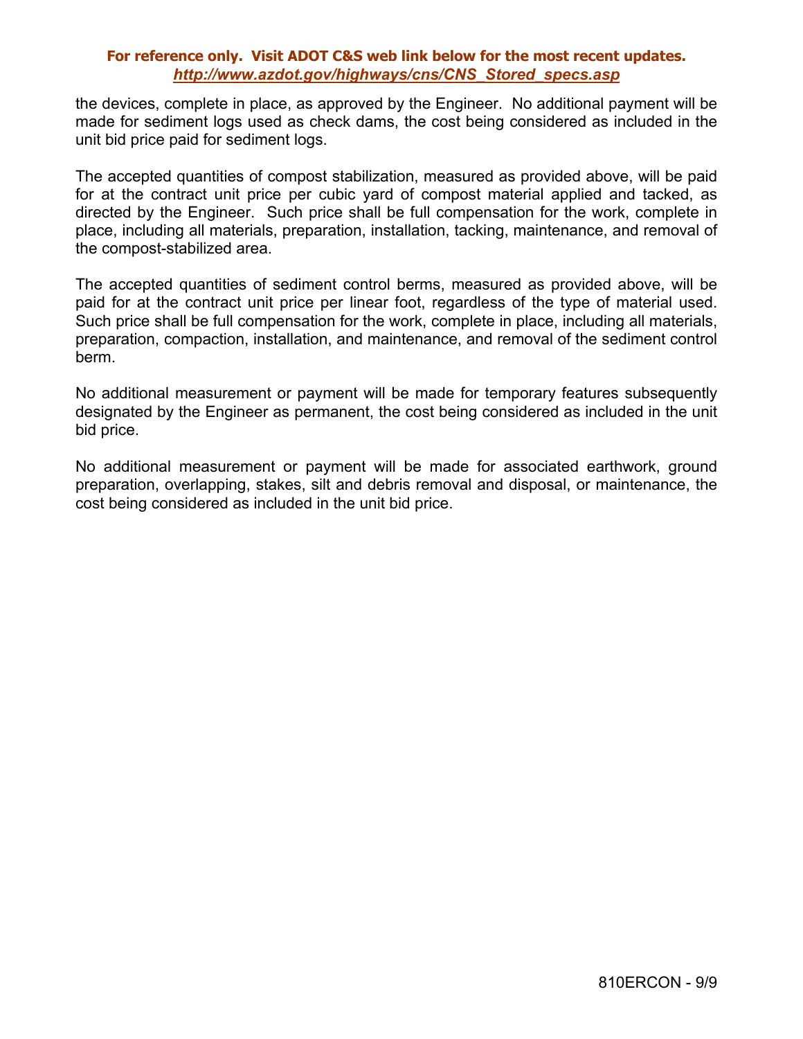the devices, complete in place, as approved by the Engineer. No additional payment will be made for sediment logs used as check dams, the cost being considered as included in the unit bid price paid for sediment logs.

The accepted quantities of compost stabilization, measured as provided above, will be paid for at the contract unit price per cubic yard of compost material applied and tacked, as directed by the Engineer. Such price shall be full compensation for the work, complete in place, including all materials, preparation, installation, tacking, maintenance, and removal of the compost-stabilized area.

The accepted quantities of sediment control berms, measured as provided above, will be paid for at the contract unit price per linear foot, regardless of the type of material used. Such price shall be full compensation for the work, complete in place, including all materials, preparation, compaction, installation, and maintenance, and removal of the sediment control berm.

No additional measurement or payment will be made for temporary features subsequently designated by the Engineer as permanent, the cost being considered as included in the unit bid price.

No additional measurement or payment will be made for associated earthwork, ground preparation, overlapping, stakes, silt and debris removal and disposal, or maintenance, the cost being considered as included in the unit bid price.